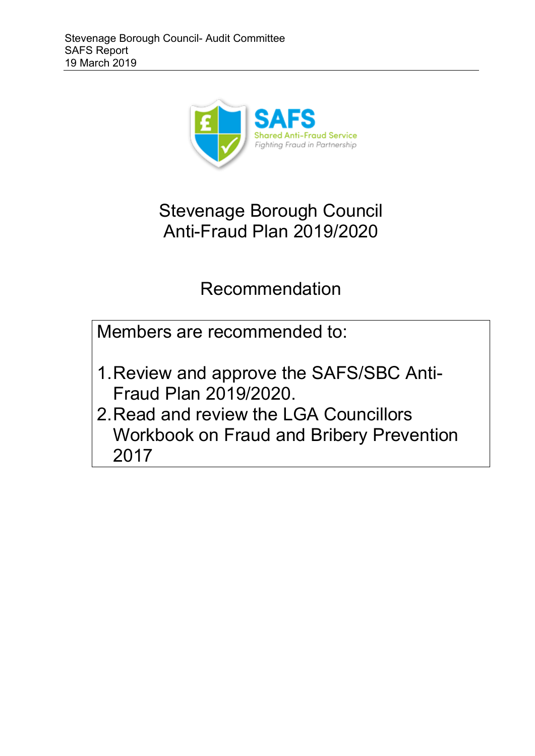# Stevenage Borough Council Anti-Fraud Plan 2019/2020

## Recommendation

Members are recommended to:

1. Review and approve the SAFS/SBC Anti-Fraud Plan 2019/2020.
2. Read and review the LGA Councillors Workbook on Fraud and Bribery Prevention 2017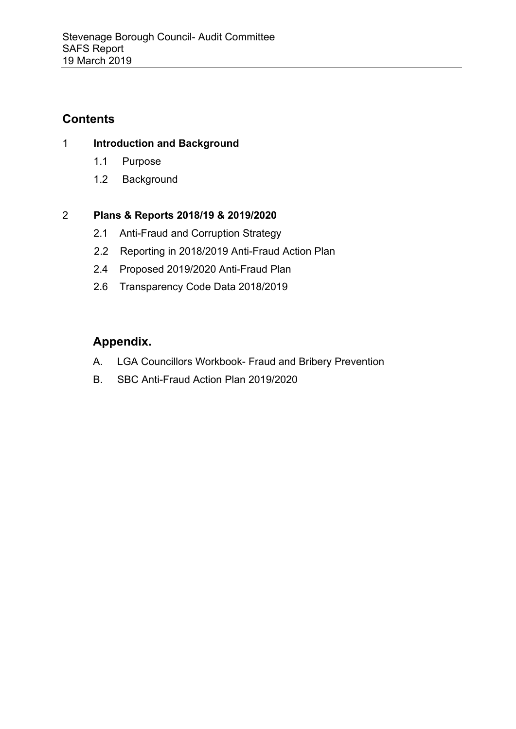## Contents

1 **Introduction and Background**

- 1.1 Purpose
- 1.2 Background

2 **Plans & Reports 2018/19 & 2019/2020**

- 2.1 Anti-Fraud and Corruption Strategy
- 2.2 Reporting in 2018/2019 Anti-Fraud Action Plan
- 2.4 Proposed 2019/2020 Anti-Fraud Plan
- 2.6 Transparency Code Data 2018/2019

## Appendix.

- A. LGA Councillors Workbook- Fraud and Bribery Prevention
- B. SBC Anti-Fraud Action Plan 2019/2020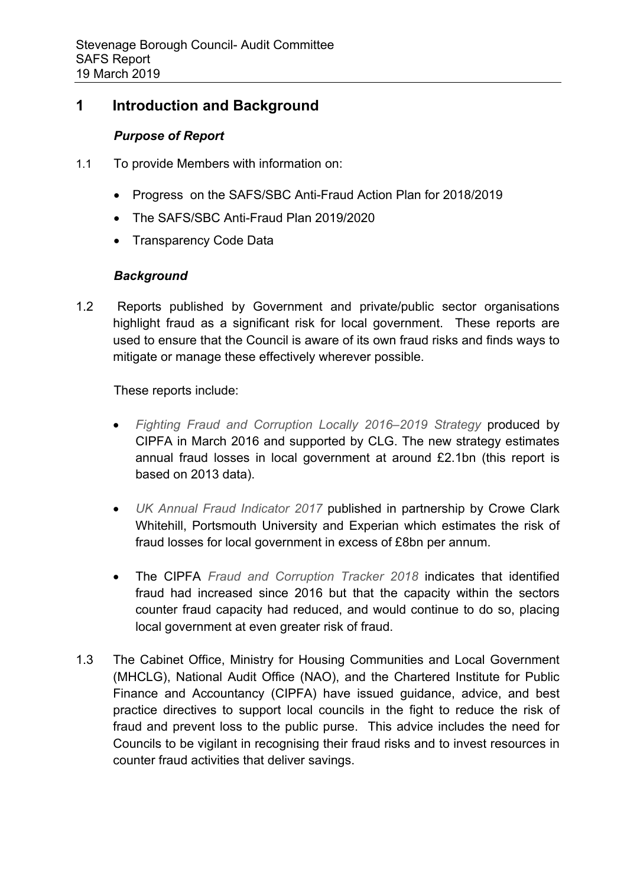# 1 Introduction and Background

### *Purpose of Report*

1.1 To provide Members with information on:

- Progress on the SAFS/SBC Anti-Fraud Action Plan for 2018/2019
- The SAFS/SBC Anti-Fraud Plan 2019/2020
- Transparency Code Data

### *Background*

1.2 Reports published by Government and private/public sector organisations highlight fraud as a significant risk for local government. These reports are used to ensure that the Council is aware of its own fraud risks and finds ways to mitigate or manage these effectively wherever possible.

These reports include:

- *Fighting Fraud and Corruption Locally 2016–2019 Strategy* produced by CIPFA in March 2016 and supported by CLG. The new strategy estimates annual fraud losses in local government at around £2.1bn (this report is based on 2013 data).
- *UK Annual Fraud Indicator 2017* published in partnership by Crowe Clark Whitehill, Portsmouth University and Experian which estimates the risk of fraud losses for local government in excess of £8bn per annum.
- The CIPFA *Fraud and Corruption Tracker 2018* indicates that identified fraud had increased since 2016 but that the capacity within the sectors counter fraud capacity had reduced, and would continue to do so, placing local government at even greater risk of fraud.

1.3 The Cabinet Office, Ministry for Housing Communities and Local Government (MHCLG), National Audit Office (NAO), and the Chartered Institute for Public Finance and Accountancy (CIPFA) have issued guidance, advice, and best practice directives to support local councils in the fight to reduce the risk of fraud and prevent loss to the public purse. This advice includes the need for Councils to be vigilant in recognising their fraud risks and to invest resources in counter fraud activities that deliver savings.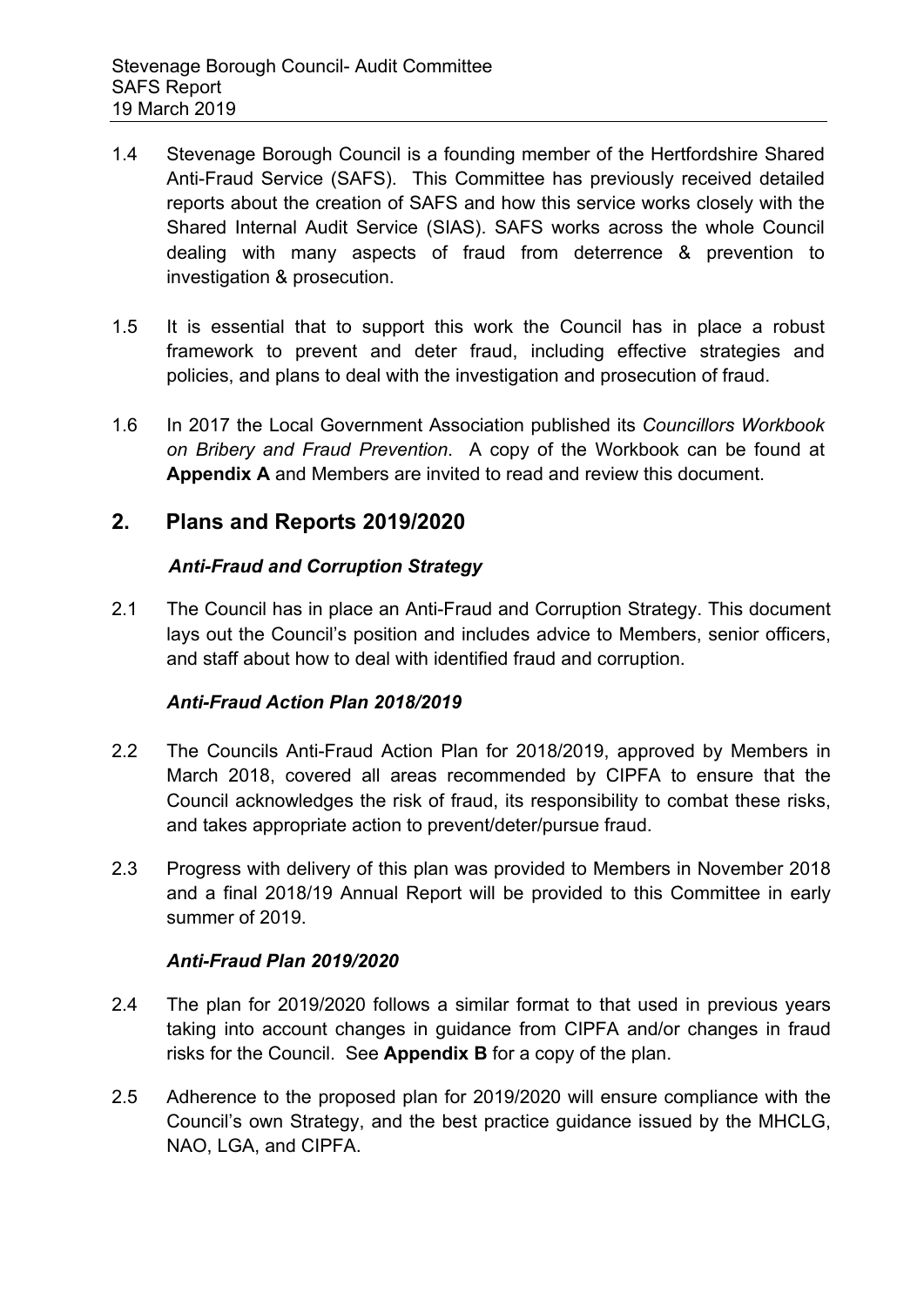1.4 Stevenage Borough Council is a founding member of the Hertfordshire Shared Anti-Fraud Service (SAFS). This Committee has previously received detailed reports about the creation of SAFS and how this service works closely with the Shared Internal Audit Service (SIAS). SAFS works across the whole Council dealing with many aspects of fraud from deterrence & prevention to investigation & prosecution.

1.5 It is essential that to support this work the Council has in place a robust framework to prevent and deter fraud, including effective strategies and policies, and plans to deal with the investigation and prosecution of fraud.

1.6 In 2017 the Local Government Association published its *Councillors Workbook on Bribery and Fraud Prevention*. A copy of the Workbook can be found at **Appendix A** and Members are invited to read and review this document.

## 2. Plans and Reports 2019/2020

### *Anti-Fraud and Corruption Strategy*

2.1 The Council has in place an Anti-Fraud and Corruption Strategy. This document lays out the Council's position and includes advice to Members, senior officers, and staff about how to deal with identified fraud and corruption.

### *Anti-Fraud Action Plan 2018/2019*

2.2 The Councils Anti-Fraud Action Plan for 2018/2019, approved by Members in March 2018, covered all areas recommended by CIPFA to ensure that the Council acknowledges the risk of fraud, its responsibility to combat these risks, and takes appropriate action to prevent/deter/pursue fraud.

2.3 Progress with delivery of this plan was provided to Members in November 2018 and a final 2018/19 Annual Report will be provided to this Committee in early summer of 2019.

### *Anti-Fraud Plan 2019/2020*

2.4 The plan for 2019/2020 follows a similar format to that used in previous years taking into account changes in guidance from CIPFA and/or changes in fraud risks for the Council. See **Appendix B** for a copy of the plan.

2.5 Adherence to the proposed plan for 2019/2020 will ensure compliance with the Council's own Strategy, and the best practice guidance issued by the MHCLG, NAO, LGA, and CIPFA.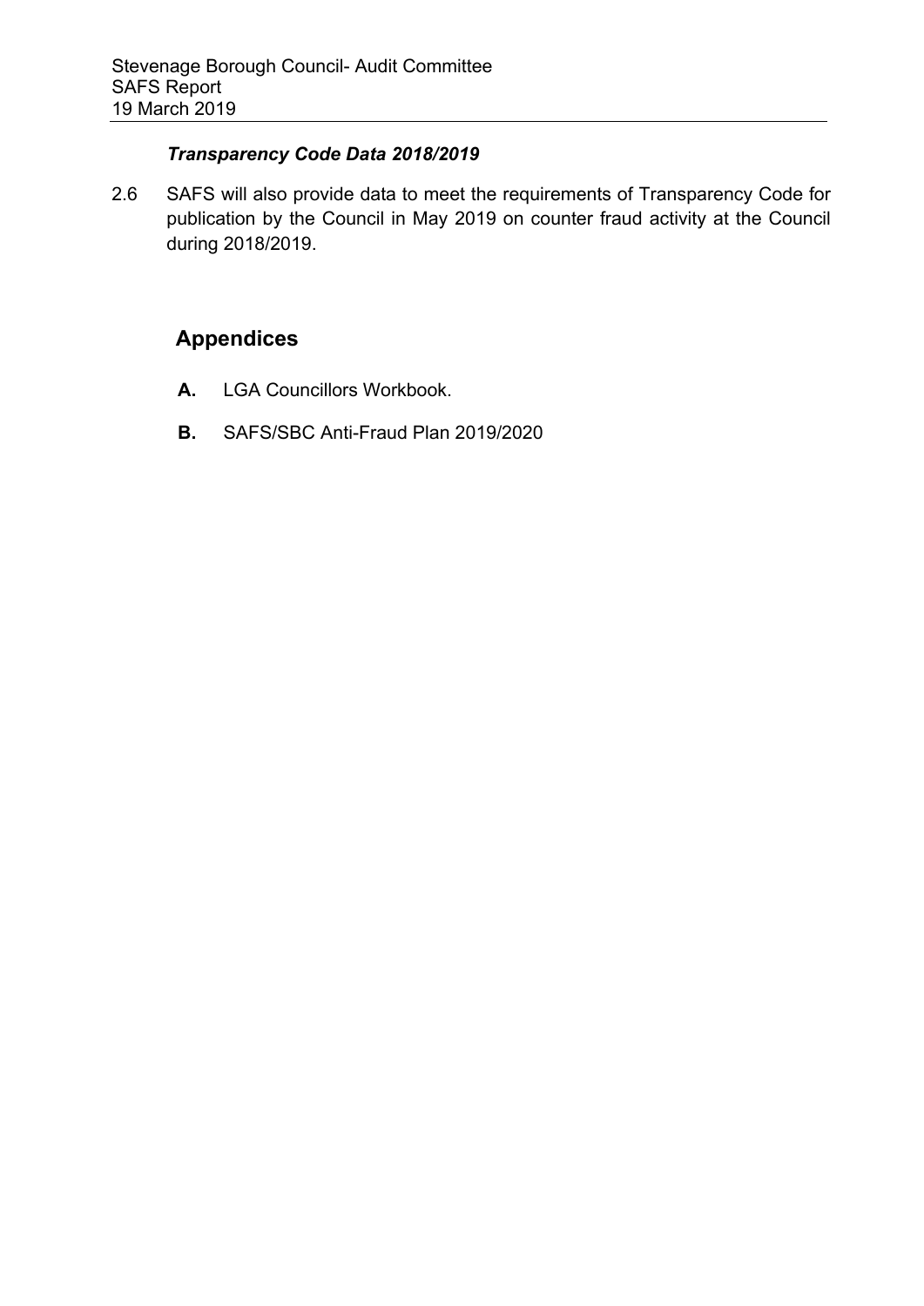### *Transparency Code Data 2018/2019*

2.6 SAFS will also provide data to meet the requirements of Transparency Code for publication by the Council in May 2019 on counter fraud activity at the Council during 2018/2019.

## Appendices

- **A.** LGA Councillors Workbook.
- **B.** SAFS/SBC Anti-Fraud Plan 2019/2020